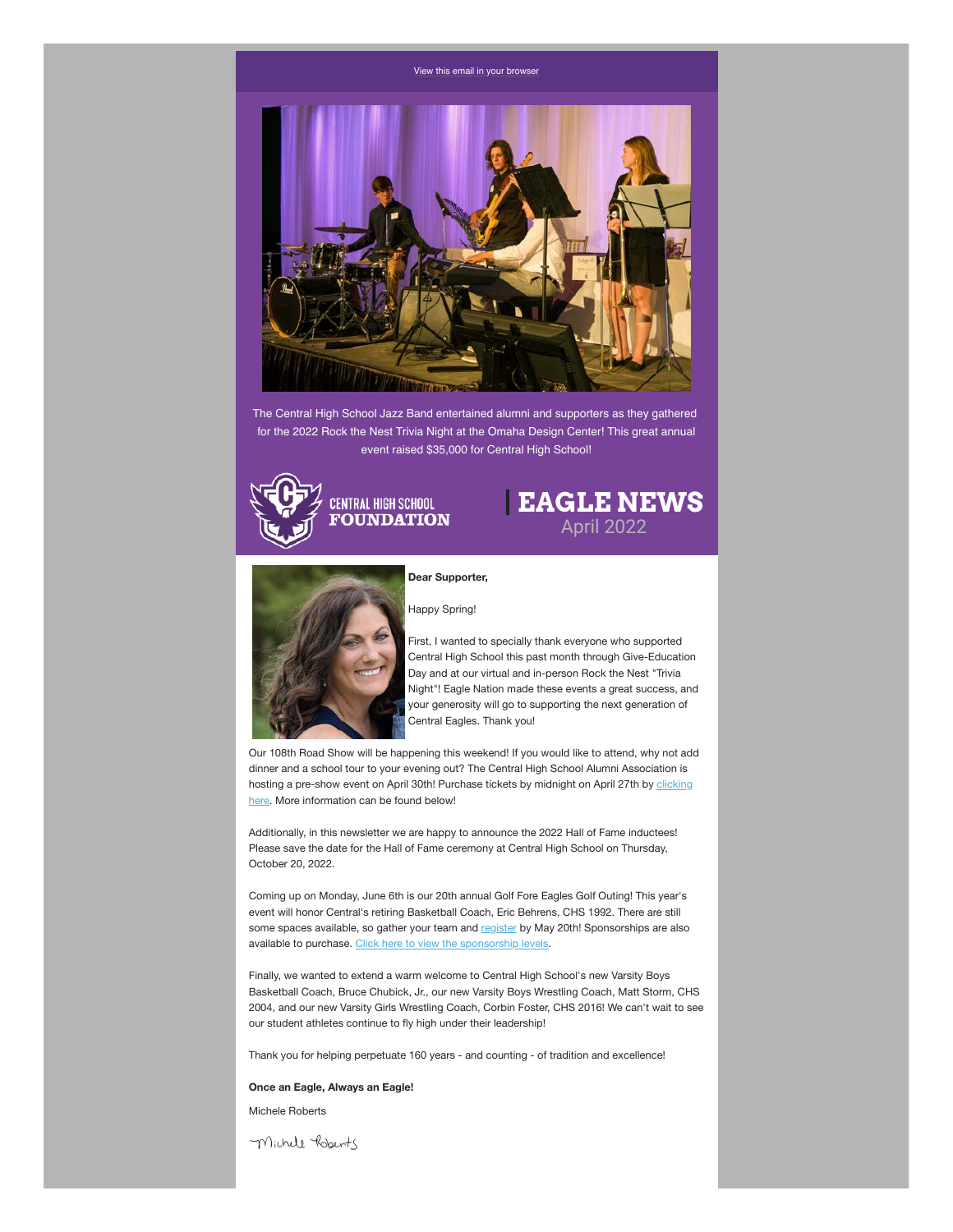View this email in your browser

The Central High School Jazz Band entertained alumni and supporters as they gathered for the 2022 Rock the Nest Trivia Night at the Omaha Design Center! This great annual event raised $35,000 for Central High School!

CENTRAL HIGH SCHOOL FOUNDATION

# EAGLE NEWS

April 2022

**Dear Supporter,**

Happy Spring!

First, I wanted to specially thank everyone who supported Central High School this past month through Give-Education Day and at our virtual and in-person Rock the Nest "Trivia Night"! Eagle Nation made these events a great success, and your generosity will go to supporting the next generation of Central Eagles. Thank you!

Our 108th Road Show will be happening this weekend! If you would like to attend, why not add dinner and a school tour to your evening out? The Central High School Alumni Association is hosting a pre-show event on April 30th! Purchase tickets by midnight on April 27th by clicking here. More information can be found below!

Additionally, in this newsletter we are happy to announce the 2022 Hall of Fame inductees! Please save the date for the Hall of Fame ceremony at Central High School on Thursday, October 20, 2022.

Coming up on Monday, June 6th is our 20th annual Golf Fore Eagles Golf Outing! This year's event will honor Central's retiring Basketball Coach, Eric Behrens, CHS 1992. There are still some spaces available, so gather your team and register by May 20th! Sponsorships are also available to purchase. Click here to view the sponsorship levels.

Finally, we wanted to extend a warm welcome to Central High School's new Varsity Boys Basketball Coach, Bruce Chubick, Jr., our new Varsity Boys Wrestling Coach, Matt Storm, CHS 2004, and our new Varsity Girls Wrestling Coach, Corbin Foster, CHS 2016! We can't wait to see our student athletes continue to fly high under their leadership!

Thank you for helping perpetuate 160 years - and counting - of tradition and excellence!

**Once an Eagle, Always an Eagle!**

Michele Roberts

Michele Roberts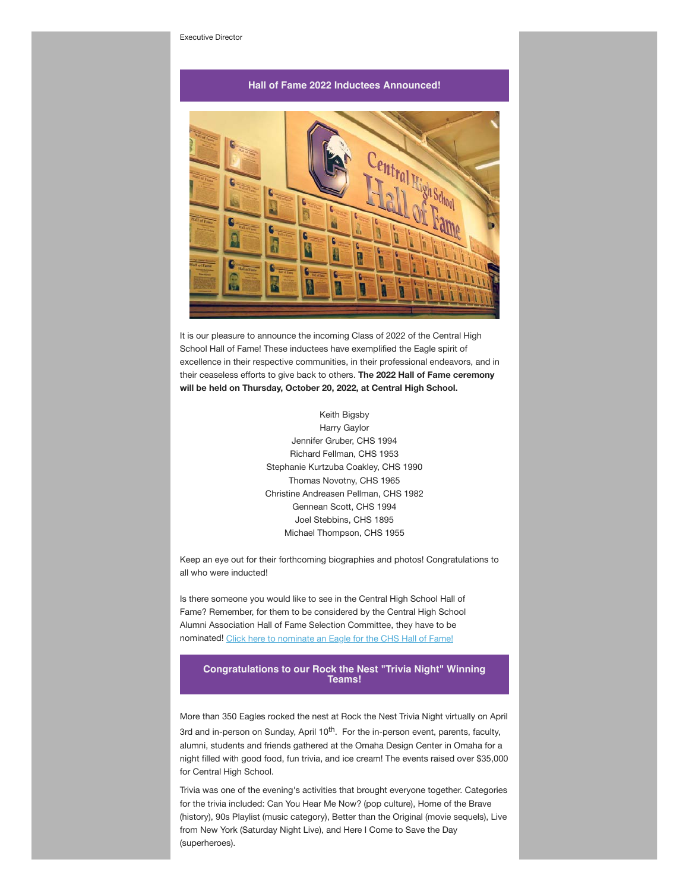Executive Director

## Hall of Fame 2022 Inductees Announced!

It is our pleasure to announce the incoming Class of 2022 of the Central High School Hall of Fame! These inductees have exemplified the Eagle spirit of excellence in their respective communities, in their professional endeavors, and in their ceaseless efforts to give back to others. **The 2022 Hall of Fame ceremony will be held on Thursday, October 20, 2022, at Central High School.**

Keith Bigsby
Harry Gaylor
Jennifer Gruber, CHS 1994
Richard Fellman, CHS 1953
Stephanie Kurtzuba Coakley, CHS 1990
Thomas Novotny, CHS 1965
Christine Andreasen Pellman, CHS 1982
Gennean Scott, CHS 1994
Joel Stebbins, CHS 1895
Michael Thompson, CHS 1955

Keep an eye out for their forthcoming biographies and photos! Congratulations to all who were inducted!

Is there someone you would like to see in the Central High School Hall of Fame? Remember, for them to be considered by the Central High School Alumni Association Hall of Fame Selection Committee, they have to be nominated! Click here to nominate an Eagle for the CHS Hall of Fame!

## Congratulations to our Rock the Nest "Trivia Night" Winning Teams!

More than 350 Eagles rocked the nest at Rock the Nest Trivia Night virtually on April 3rd and in-person on Sunday, April 10th. For the in-person event, parents, faculty, alumni, students and friends gathered at the Omaha Design Center in Omaha for a night filled with good food, fun trivia, and ice cream! The events raised over $35,000 for Central High School.

Trivia was one of the evening's activities that brought everyone together. Categories for the trivia included: Can You Hear Me Now? (pop culture), Home of the Brave (history), 90s Playlist (music category), Better than the Original (movie sequels), Live from New York (Saturday Night Live), and Here I Come to Save the Day (superheroes).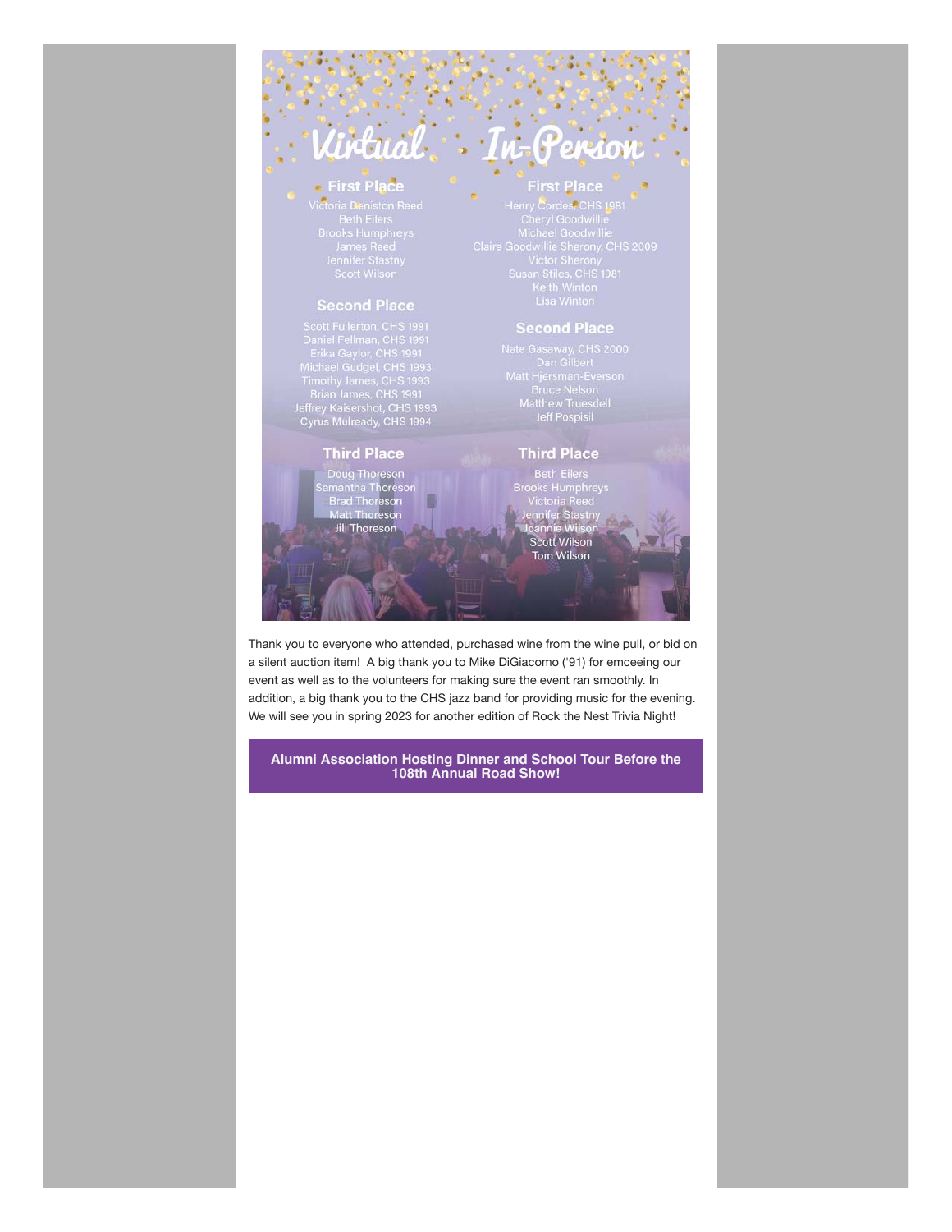## Virtual

### First Place

Victoria Deniston Reed
Beth Eilers
Brooks Humphreys
James Reed
Jennifer Stastny
Scott Wilson

### Second Place

Scott Fullerton, CHS 1991
Daniel Fellman, CHS 1991
Erika Gaylor, CHS 1991
Michael Gudgel, CHS 1993
Timothy James, CHS 1993
Brian James, CHS 1991
Jeffrey Kaisershot, CHS 1993
Cyrus Mulready, CHS 1994

### Third Place

Doug Thoreson
Samantha Thoreson
Brad Thoreson
Matt Thoreson
Jill Thoreson

## In-Person

### First Place

Henry Cordes, CHS 1981
Cheryl Goodwillie
Michael Goodwillie
Claire Goodwillie Sherony, CHS 2009
Victor Sherony
Susan Stiles, CHS 1981
Keith Winton
Lisa Winton

### Second Place

Nate Gasaway, CHS 2000
Dan Gilbert
Matt Hjersman-Everson
Bruce Nelson
Matthew Truesdell
Jeff Pospisil

### Third Place

Beth Eilers
Brooks Humphreys
Victoria Reed
Jennifer Stastny
Joannie Wilson
Scott Wilson
Tom Wilson

Thank you to everyone who attended, purchased wine from the wine pull, or bid on a silent auction item! A big thank you to Mike DiGiacomo ('91) for emceeing our event as well as to the volunteers for making sure the event ran smoothly. In addition, a big thank you to the CHS jazz band for providing music for the evening. We will see you in spring 2023 for another edition of Rock the Nest Trivia Night!

**Alumni Association Hosting Dinner and School Tour Before the 108th Annual Road Show!**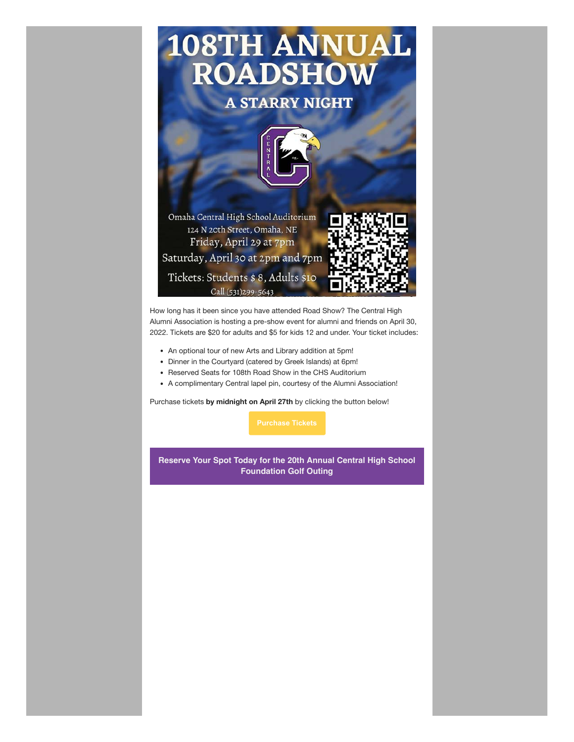# 108TH ANNUAL ROADSHOW

## A STARRY NIGHT

Omaha Central High School Auditorium
124 N 20th Street, Omaha, NE
Friday, April 29 at 7pm
Saturday, April 30 at 2pm and 7pm

Tickets: Students $ 8, Adults $10
Call (531)299-5643

How long has it been since you have attended Road Show? The Central High Alumni Association is hosting a pre-show event for alumni and friends on April 30, 2022. Tickets are $20 for adults and $5 for kids 12 and under. Your ticket includes:

- An optional tour of new Arts and Library addition at 5pm!
- Dinner in the Courtyard (catered by Greek Islands) at 6pm!
- Reserved Seats for 108th Road Show in the CHS Auditorium
- A complimentary Central lapel pin, courtesy of the Alumni Association!

Purchase tickets **by midnight on April 27th** by clicking the button below!

Purchase Tickets

**Reserve Your Spot Today for the 20th Annual Central High School Foundation Golf Outing**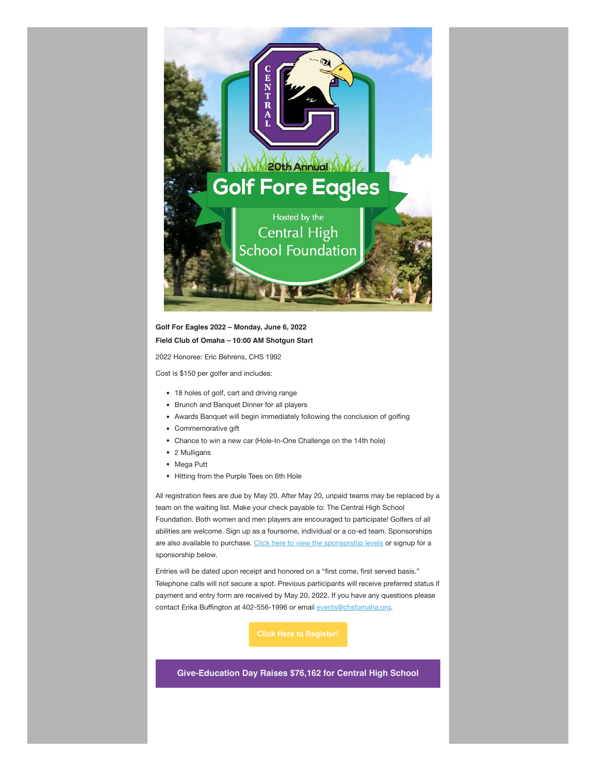**Golf For Eagles 2022 – Monday, June 6, 2022**

**Field Club of Omaha – 10:00 AM Shotgun Start**

2022 Honoree: Eric Behrens, CHS 1992

Cost is $150 per golfer and includes:

- 18 holes of golf, cart and driving range
- Brunch and Banquet Dinner for all players
- Awards Banquet will begin immediately following the conclusion of golfing
- Commemorative gift
- Chance to win a new car (Hole-In-One Challenge on the 14th hole)
- 2 Mulligans
- Mega Putt
- Hitting from the Purple Tees on 6th Hole

All registration fees are due by May 20. After May 20, unpaid teams may be replaced by a team on the waiting list. Make your check payable to: The Central High School Foundation. Both women and men players are encouraged to participate! Golfers of all abilities are welcome. Sign up as a foursome, individual or a co-ed team. Sponsorships are also available to purchase. Click here to view the sponsorship levels or signup for a sponsorship below.

Entries will be dated upon receipt and honored on a "first come, first served basis." Telephone calls will not secure a spot. Previous participants will receive preferred status if payment and entry form are received by May 20, 2022. If you have any questions please contact Erika Buffington at 402-556-1996 or email events@chsfomaha.org.

Click Here to Register!

## Give-Education Day Raises $76,162 for Central High School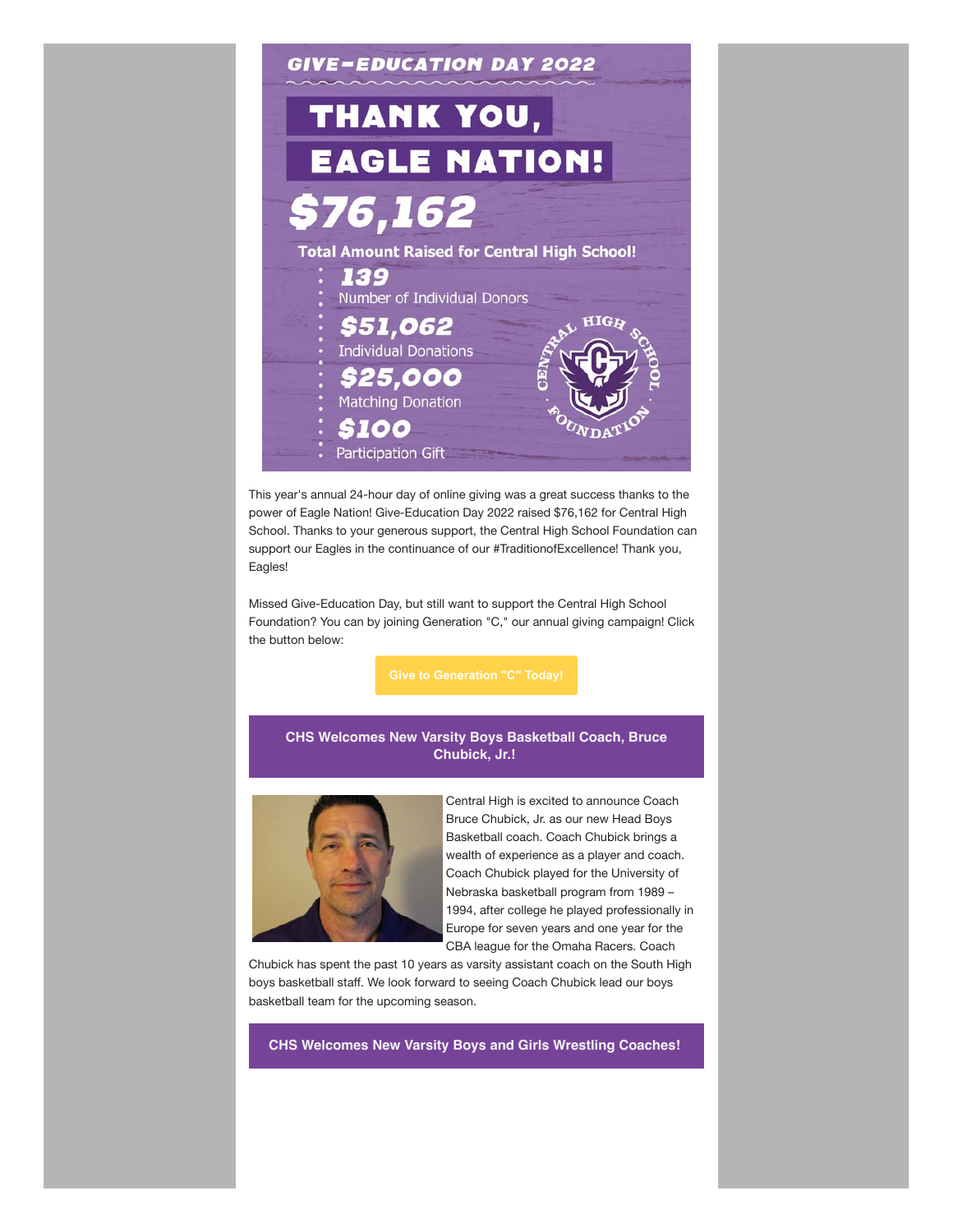GIVE-EDUCATION DAY 2022

# THANK YOU, EAGLE NATION!

## $76,162

**Total Amount Raised for Central High School!**

- **139** Number of Individual Donors
- **$51,062** Individual Donations
- **$25,000** Matching Donation
- **$100** Participation Gift

CENTRAL HIGH SCHOOL FOUNDATION

This year's annual 24-hour day of online giving was a great success thanks to the power of Eagle Nation! Give-Education Day 2022 raised $76,162 for Central High School. Thanks to your generous support, the Central High School Foundation can support our Eagles in the continuance of our #TraditionofExcellence! Thank you, Eagles!

Missed Give-Education Day, but still want to support the Central High School Foundation? You can by joining Generation "C," our annual giving campaign! Click the button below:

**Give to Generation "C" Today!**

## CHS Welcomes New Varsity Boys Basketball Coach, Bruce Chubick, Jr.!

Central High is excited to announce Coach Bruce Chubick, Jr. as our new Head Boys Basketball coach. Coach Chubick brings a wealth of experience as a player and coach. Coach Chubick played for the University of Nebraska basketball program from 1989 – 1994, after college he played professionally in Europe for seven years and one year for the CBA league for the Omaha Racers. Coach Chubick has spent the past 10 years as varsity assistant coach on the South High boys basketball staff. We look forward to seeing Coach Chubick lead our boys basketball team for the upcoming season.

## CHS Welcomes New Varsity Boys and Girls Wrestling Coaches!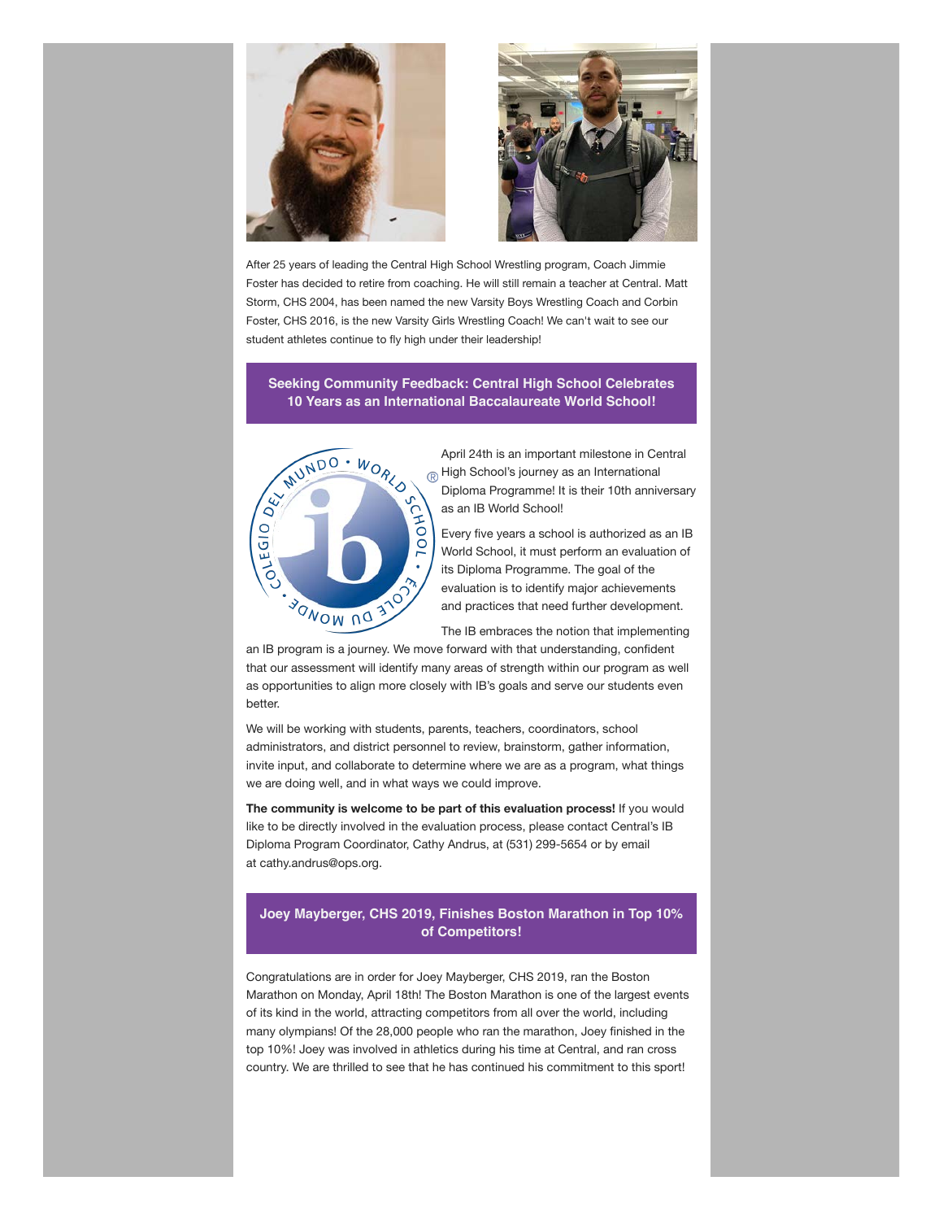After 25 years of leading the Central High School Wrestling program, Coach Jimmie Foster has decided to retire from coaching. He will still remain a teacher at Central. Matt Storm, CHS 2004, has been named the new Varsity Boys Wrestling Coach and Corbin Foster, CHS 2016, is the new Varsity Girls Wrestling Coach! We can't wait to see our student athletes continue to fly high under their leadership!

## Seeking Community Feedback: Central High School Celebrates 10 Years as an International Baccalaureate World School!

April 24th is an important milestone in Central High School's journey as an International Diploma Programme! It is their 10th anniversary as an IB World School!

Every five years a school is authorized as an IB World School, it must perform an evaluation of the its Diploma Programme. The goal of the evaluation is to identify major achievements and practices that need further development.

The IB embraces the notion that implementing an IB program is a journey. We move forward with that understanding, confident that our assessment will identify many areas of strength within our program as well as opportunities to align more closely with IB's goals and serve our students even better.

We will be working with students, parents, teachers, coordinators, school administrators, and district personnel to review, brainstorm, gather information, invite input, and collaborate to determine where we are as a program, what things we are doing well, and in what ways we could improve.

**The community is welcome to be part of this evaluation process!** If you would like to be directly involved in the evaluation process, please contact Central's IB Diploma Program Coordinator, Cathy Andrus, at (531) 299-5654 or by email at cathy.andrus@ops.org.

## Joey Mayberger, CHS 2019, Finishes Boston Marathon in Top 10% of Competitors!

Congratulations are in order for Joey Mayberger, CHS 2019, ran the Boston Marathon on Monday, April 18th! The Boston Marathon is one of the largest events of its kind in the world, attracting competitors from all over the world, including many olympians! Of the 28,000 people who ran the marathon, Joey finished in the top 10%! Joey was involved in athletics during his time at Central, and ran cross country. We are thrilled to see that he has continued his commitment to this sport!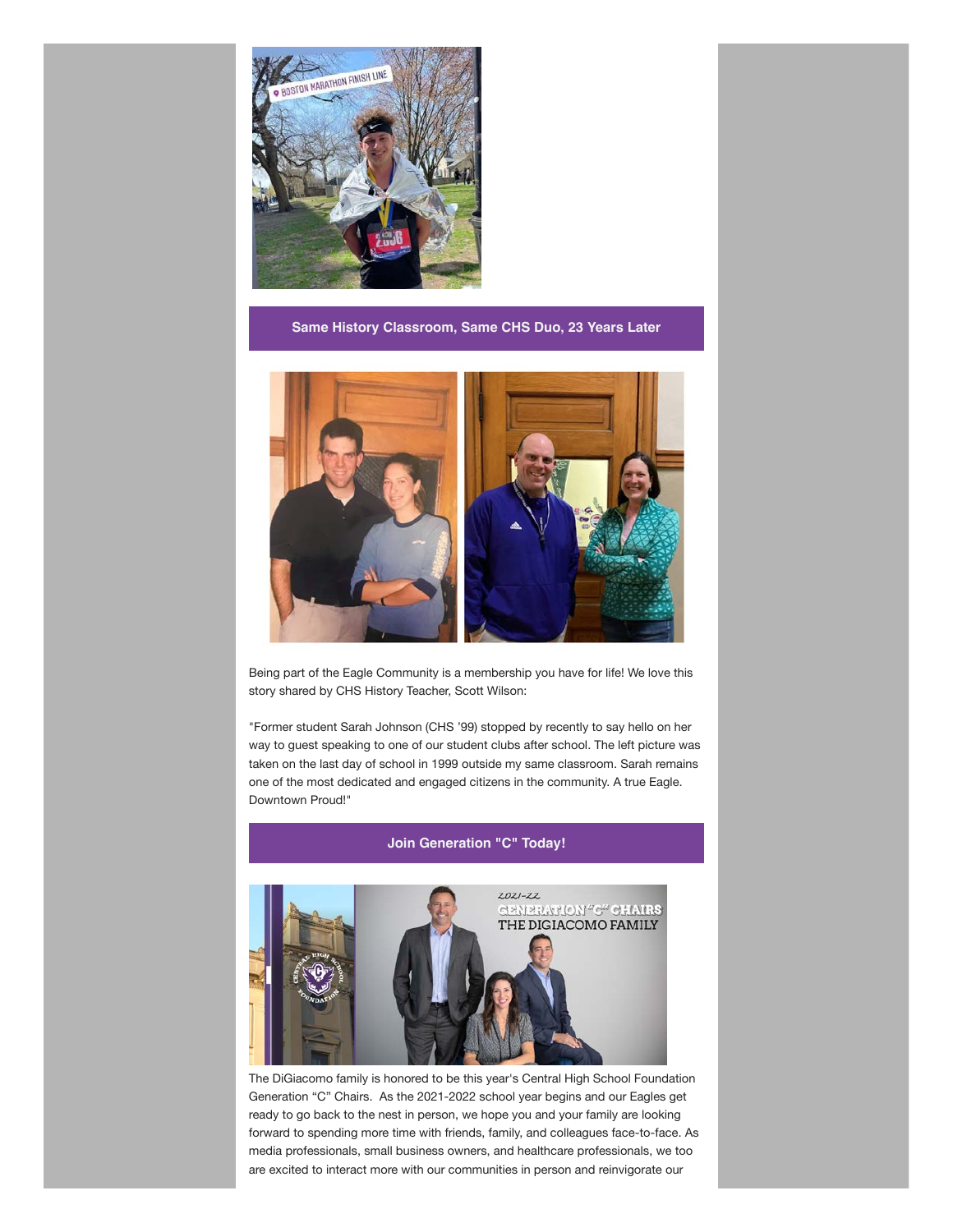## Same History Classroom, Same CHS Duo, 23 Years Later

Being part of the Eagle Community is a membership you have for life! We love this story shared by CHS History Teacher, Scott Wilson:

"Former student Sarah Johnson (CHS '99) stopped by recently to say hello on her way to guest speaking to one of our student clubs after school. The left picture was taken on the last day of school in 1999 outside my same classroom. Sarah remains one of the most dedicated and engaged citizens in the community. A true Eagle. Downtown Proud!"

## Join Generation "C" Today!

The DiGiacomo family is honored to be this year's Central High School Foundation Generation "C" Chairs. As the 2021-2022 school year begins and our Eagles get ready to go back to the nest in person, we hope you and your family are looking forward to spending more time with friends, family, and colleagues face-to-face. As media professionals, small business owners, and healthcare professionals, we too are excited to interact more with our communities in person and reinvigorate our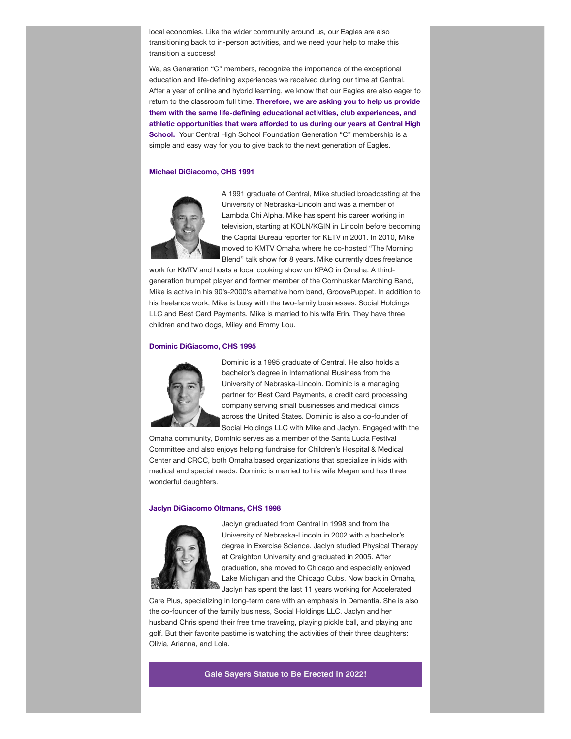local economies. Like the wider community around us, our Eagles are also transitioning back to in-person activities, and we need your help to make this transition a success!

We, as Generation "C" members, recognize the importance of the exceptional education and life-defining experiences we received during our time at Central. After a year of online and hybrid learning, we know that our Eagles are also eager to return to the classroom full time. **Therefore, we are asking you to help us provide them with the same life-defining educational activities, club experiences, and athletic opportunities that were afforded to us during our years at Central High School.** Your Central High School Foundation Generation "C" membership is a simple and easy way for you to give back to the next generation of Eagles.

**Michael DiGiacomo, CHS 1991**

A 1991 graduate of Central, Mike studied broadcasting at the University of Nebraska-Lincoln and was a member of Lambda Chi Alpha. Mike has spent his career working in television, starting at KOLN/KGIN in Lincoln before becoming the Capital Bureau reporter for KETV in 2001. In 2010, Mike moved to KMTV Omaha where he co-hosted "The Morning Blend" talk show for 8 years. Mike currently does freelance work for KMTV and hosts a local cooking show on KPAO in Omaha. A third-generation trumpet player and former member of the Cornhusker Marching Band, Mike is active in his 90's-2000's alternative horn band, GroovePuppet. In addition to his freelance work, Mike is busy with the two-family businesses: Social Holdings LLC and Best Card Payments. Mike is married to his wife Erin. They have three children and two dogs, Miley and Emmy Lou.

**Dominic DiGiacomo, CHS 1995**

Dominic is a 1995 graduate of Central. He also holds a bachelor's degree in International Business from the University of Nebraska-Lincoln. Dominic is a managing partner for Best Card Payments, a credit card processing company serving small businesses and medical clinics across the United States. Dominic is also a co-founder of Social Holdings LLC with Mike and Jaclyn. Engaged with the Omaha community, Dominic serves as a member of the Santa Lucia Festival Committee and also enjoys helping fundraise for Children's Hospital & Medical Center and CRCC, both Omaha based organizations that specialize in kids with medical and special needs. Dominic is married to his wife Megan and has three wonderful daughters.

**Jaclyn DiGiacomo Oltmans, CHS 1998**

Jaclyn graduated from Central in 1998 and from the University of Nebraska-Lincoln in 2002 with a bachelor's degree in Exercise Science. Jaclyn studied Physical Therapy at Creighton University and graduated in 2005. After graduation, she moved to Chicago and especially enjoyed Lake Michigan and the Chicago Cubs. Now back in Omaha, Jaclyn has spent the last 11 years working for Accelerated Care Plus, specializing in long-term care with an emphasis in Dementia. She is also the co-founder of the family business, Social Holdings LLC. Jaclyn and her husband Chris spend their free time traveling, playing pickle ball, and playing and golf. But their favorite pastime is watching the activities of their three daughters: Olivia, Arianna, and Lola.

## Gale Sayers Statue to Be Erected in 2022!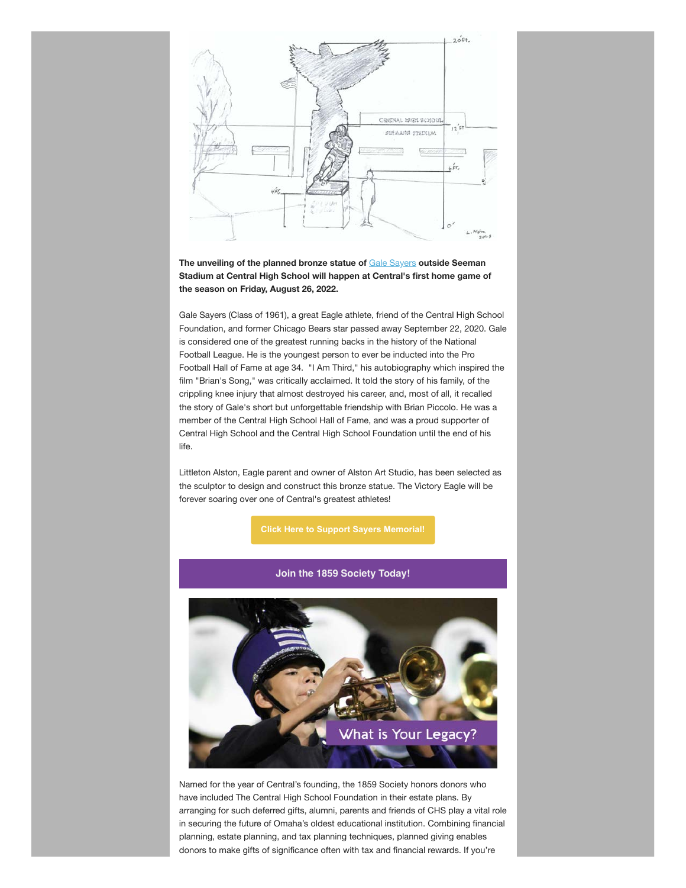**The unveiling of the planned bronze statue of Gale Sayers outside Seeman Stadium at Central High School will happen at Central's first home game of the season on Friday, August 26, 2022.**

Gale Sayers (Class of 1961), a great Eagle athlete, friend of the Central High School Foundation, and former Chicago Bears star passed away September 22, 2020. Gale is considered one of the greatest running backs in the history of the National Football League. He is the youngest person to ever be inducted into the Pro Football Hall of Fame at age 34. "I Am Third," his autobiography which inspired the film "Brian's Song," was critically acclaimed. It told the story of his family, of the crippling knee injury that almost destroyed his career, and, most of all, it recalled the story of Gale's short but unforgettable friendship with Brian Piccolo. He was a member of the Central High School Hall of Fame, and was a proud supporter of Central High School and the Central High School Foundation until the end of his life.

Littleton Alston, Eagle parent and owner of Alston Art Studio, has been selected as the sculptor to design and construct this bronze statue. The Victory Eagle will be forever soaring over one of Central's greatest athletes!

**Click Here to Support Sayers Memorial!**

**Join the 1859 Society Today!**

Named for the year of Central's founding, the 1859 Society honors donors who have included The Central High School Foundation in their estate plans. By arranging for such deferred gifts, alumni, parents and friends of CHS play a vital role in securing the future of Omaha's oldest educational institution. Combining financial planning, estate planning, and tax planning techniques, planned giving enables donors to make gifts of significance often with tax and financial rewards. If you're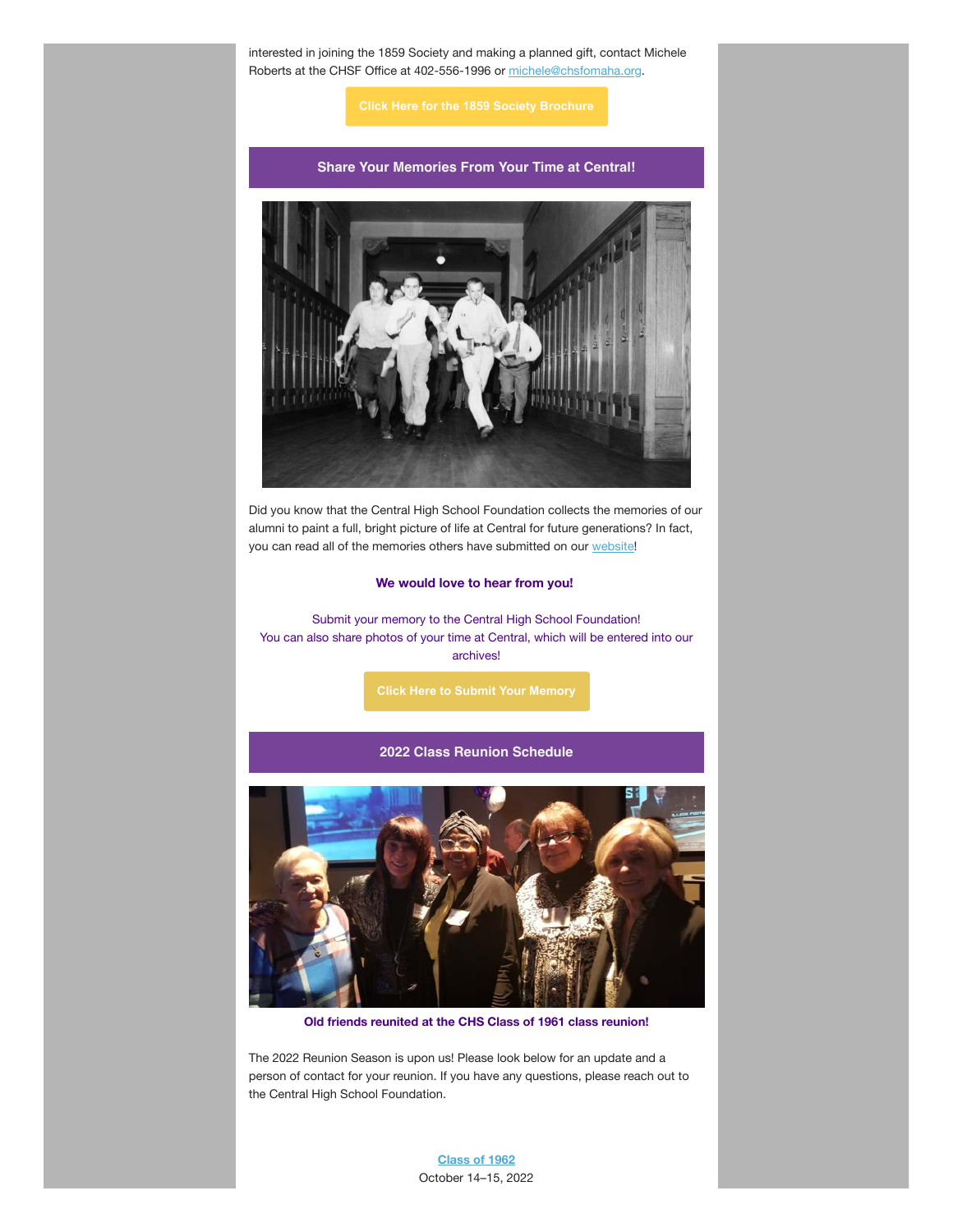interested in joining the 1859 Society and making a planned gift, contact Michele Roberts at the CHSF Office at 402-556-1996 or michele@chsfomaha.org.

Click Here for the 1859 Society Brochure

## Share Your Memories From Your Time at Central!

Did you know that the Central High School Foundation collects the memories of our alumni to paint a full, bright picture of life at Central for future generations? In fact, you can read all of the memories others have submitted on our website!

**We would love to hear from you!**

Submit your memory to the Central High School Foundation!
You can also share photos of your time at Central, which will be entered into our archives!

Click Here to Submit Your Memory

## 2022 Class Reunion Schedule

**Old friends reunited at the CHS Class of 1961 class reunion!**

The 2022 Reunion Season is upon us! Please look below for an update and a person of contact for your reunion. If you have any questions, please reach out to the Central High School Foundation.

Class of 1962
October 14–15, 2022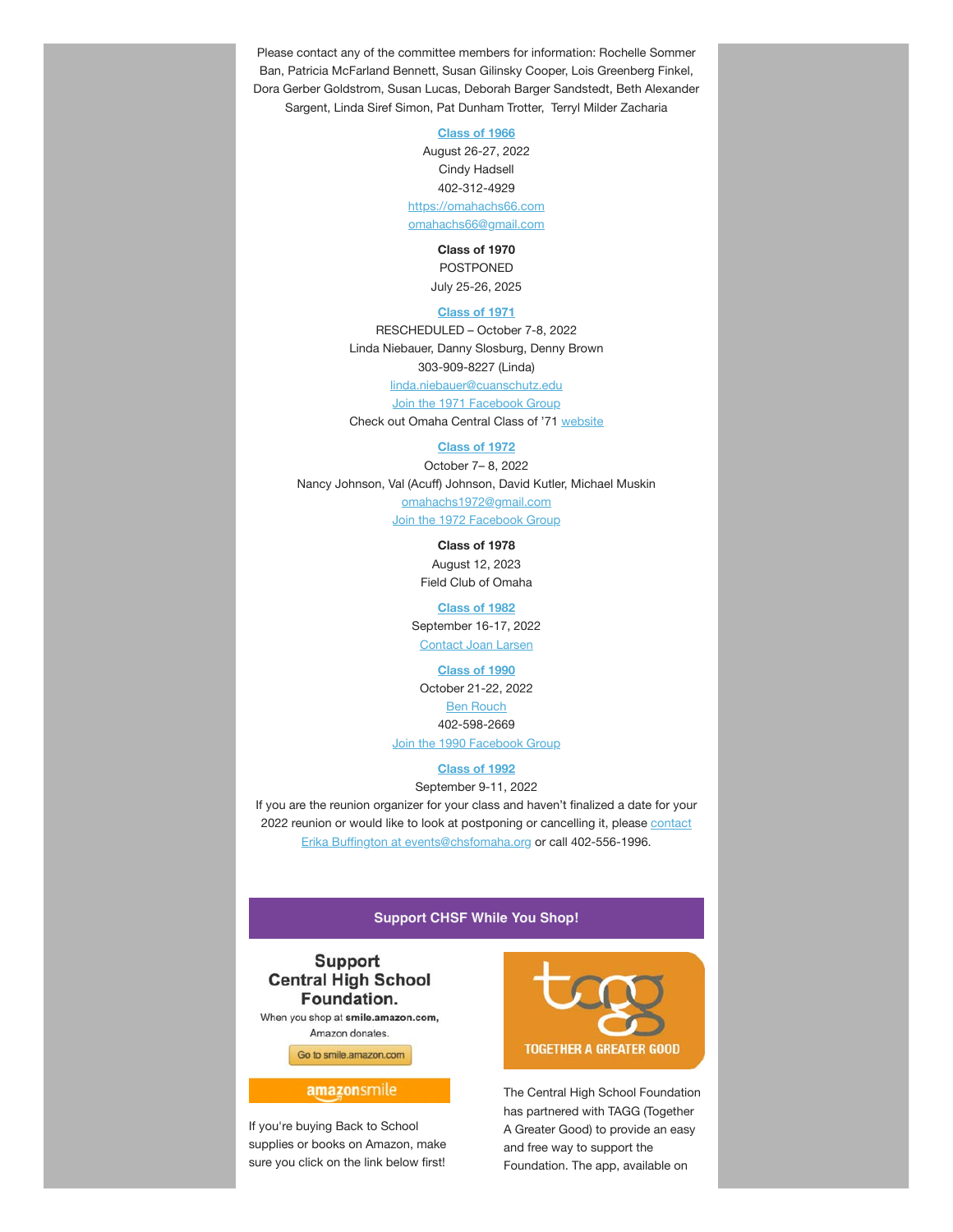Please contact any of the committee members for information: Rochelle Sommer Ban, Patricia McFarland Bennett, Susan Gilinsky Cooper, Lois Greenberg Finkel, Dora Gerber Goldstrom, Susan Lucas, Deborah Barger Sandstedt, Beth Alexander Sargent, Linda Siref Simon, Pat Dunham Trotter, Terryl Milder Zacharia

**Class of 1966**
August 26-27, 2022
Cindy Hadsell
402-312-4929
https://omahachs66.com
omahachs66@gmail.com

**Class of 1970**
POSTPONED
July 25-26, 2025

**Class of 1971**
RESCHEDULED – October 7-8, 2022
Linda Niebauer, Danny Slosburg, Denny Brown
303-909-8227 (Linda)
linda.niebauer@cuanschutz.edu
Join the 1971 Facebook Group
Check out Omaha Central Class of '71 website

**Class of 1972**
October 7– 8, 2022
Nancy Johnson, Val (Acuff) Johnson, David Kutler, Michael Muskin
omahachs1972@gmail.com
Join the 1972 Facebook Group

**Class of 1978**
August 12, 2023
Field Club of Omaha

**Class of 1982**
September 16-17, 2022
Contact Joan Larsen

**Class of 1990**
October 21-22, 2022
Ben Rouch
402-598-2669
Join the 1990 Facebook Group

**Class of 1992**
September 9-11, 2022

If you are the reunion organizer for your class and haven't finalized a date for your 2022 reunion or would like to look at postponing or cancelling it, please contact Erika Buffington at events@chsfomaha.org or call 402-556-1996.

## Support CHSF While You Shop!

**Support Central High School Foundation.**
When you shop at **smile.amazon.com,** Amazon donates.
Go to smile.amazon.com

amazonsmile

If you're buying Back to School supplies or books on Amazon, make sure you click on the link below first!

tagg
TOGETHER A GREATER GOOD

The Central High School Foundation has partnered with TAGG (Together A Greater Good) to provide an easy and free way to support the Foundation. The app, available on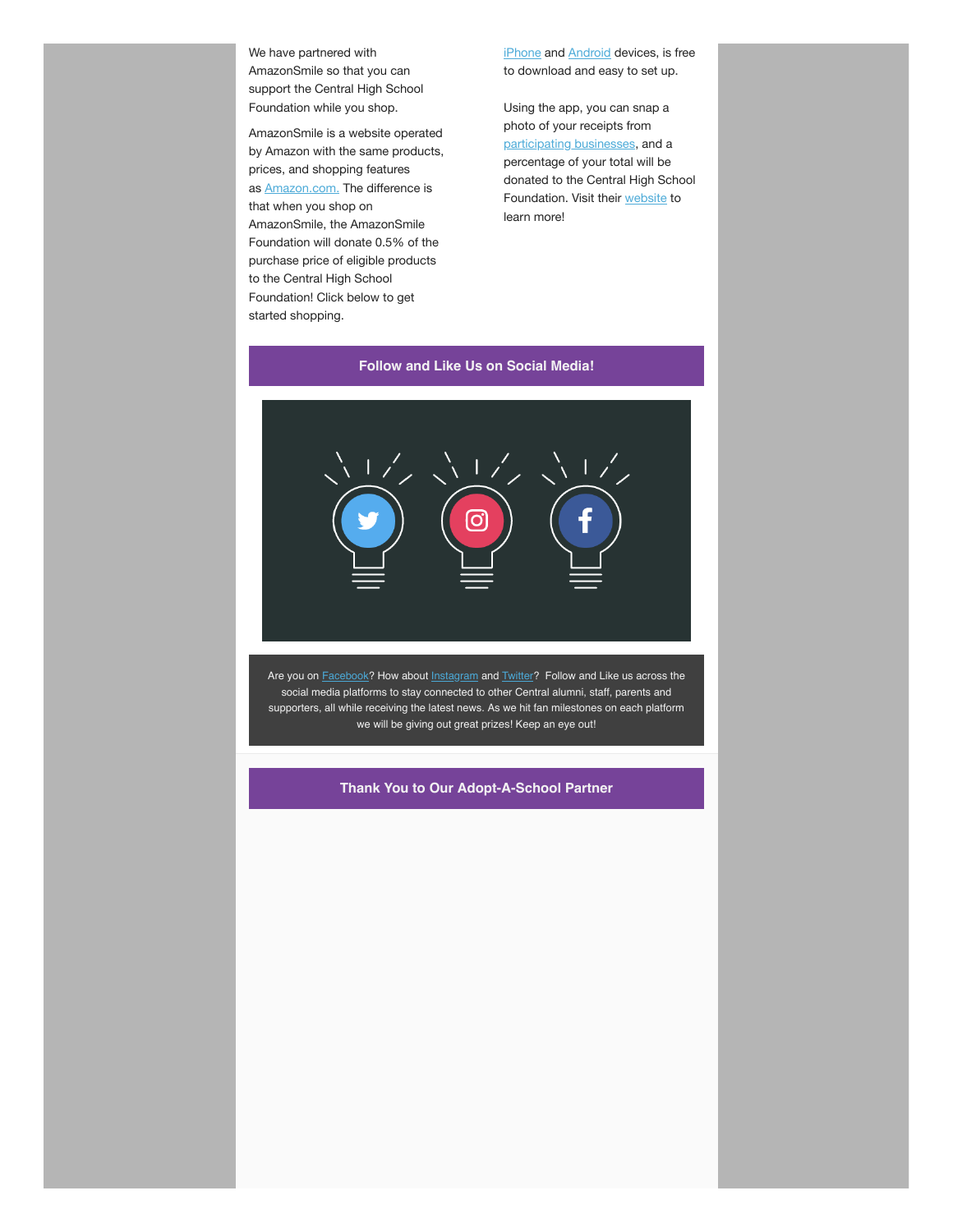We have partnered with AmazonSmile so that you can support the Central High School Foundation while you shop.

AmazonSmile is a website operated by Amazon with the same products, prices, and shopping features as Amazon.com. The difference is that when you shop on AmazonSmile, the AmazonSmile Foundation will donate 0.5% of the purchase price of eligible products to the Central High School Foundation! Click below to get started shopping.

iPhone and Android devices, is free to download and easy to set up.

Using the app, you can snap a photo of your receipts from participating businesses, and a percentage of your total will be donated to the Central High School Foundation. Visit their website to learn more!

## Follow and Like Us on Social Media!

Are you on Facebook? How about Instagram and Twitter? Follow and Like us across the social media platforms to stay connected to other Central alumni, staff, parents and supporters, all while receiving the latest news. As we hit fan milestones on each platform we will be giving out great prizes! Keep an eye out!

## Thank You to Our Adopt-A-School Partner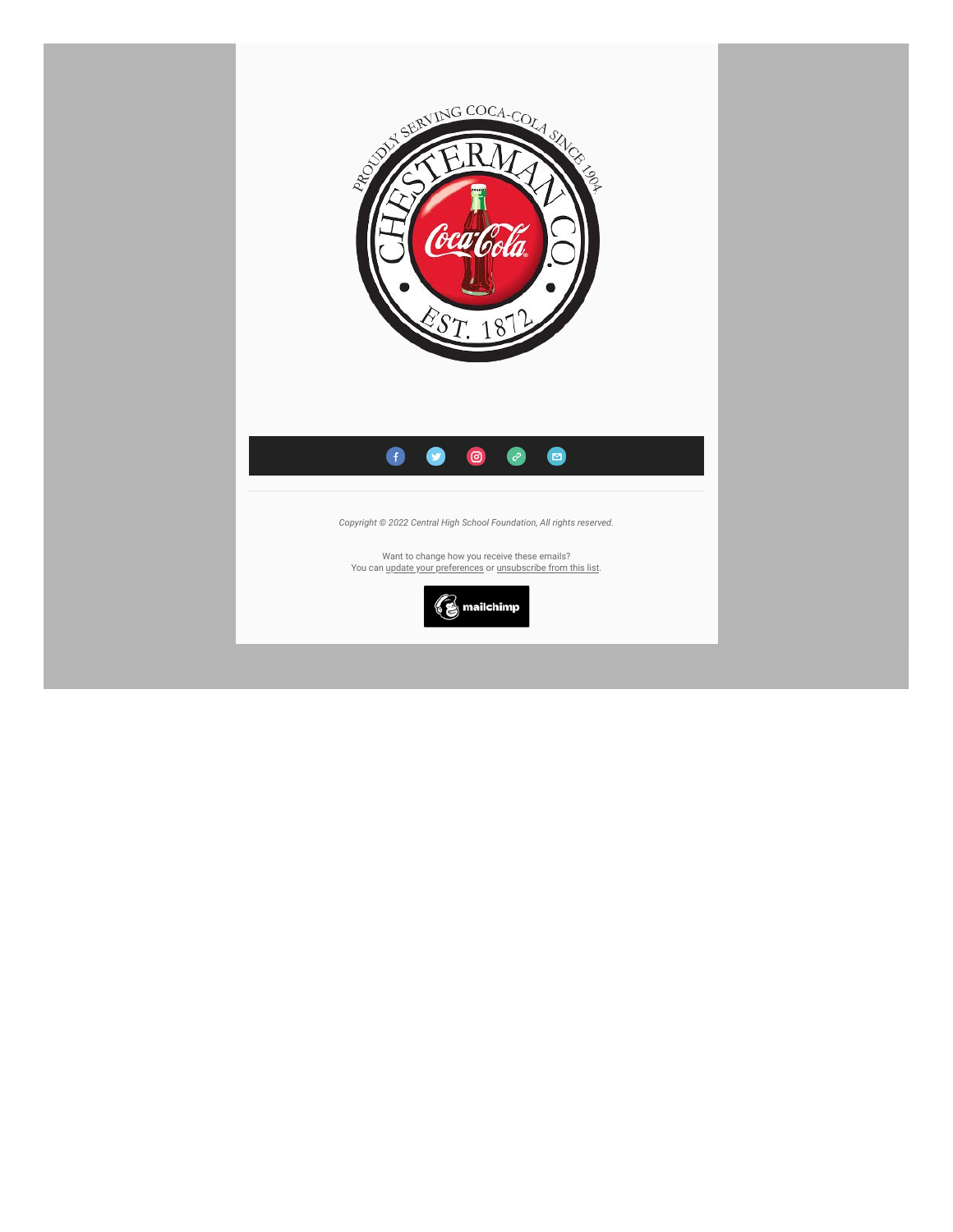*Copyright © 2022 Central High School Foundation, All rights reserved.*

Want to change how you receive these emails?
You can update your preferences or unsubscribe from this list.